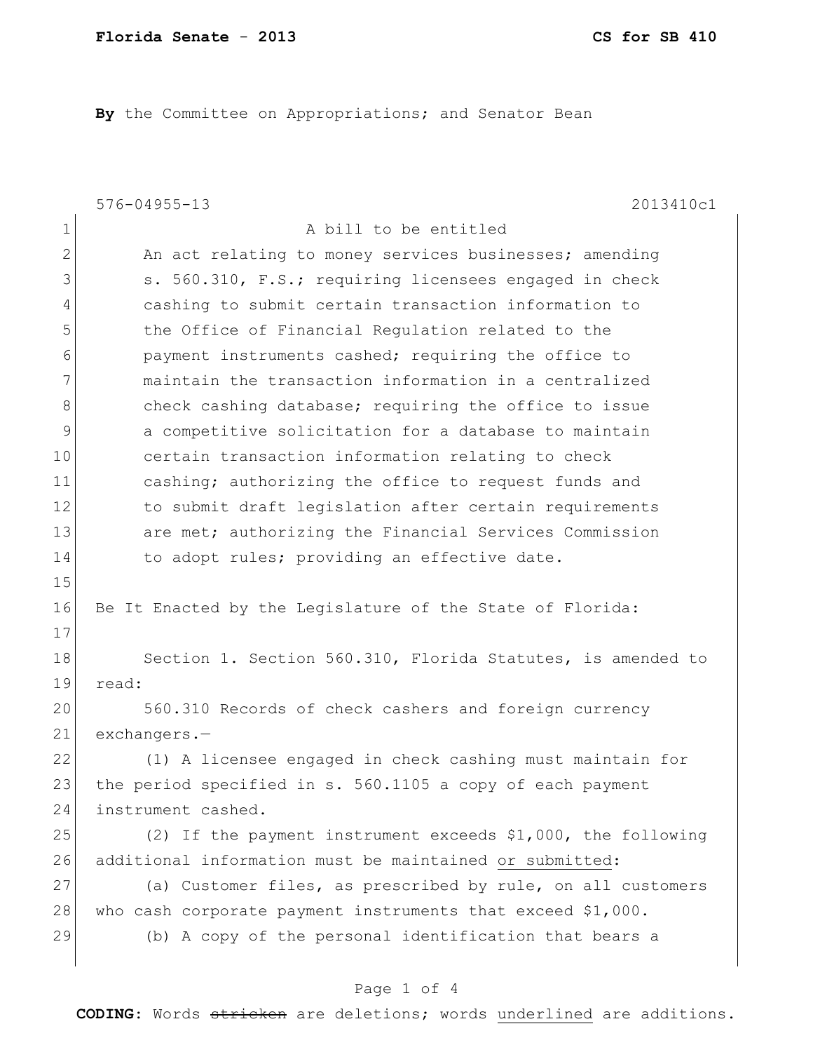**By** the Committee on Appropriations; and Senator Bean

576-04955-13 2013410c1

A bill to be entitled

An act relating to money services businesses; amending s. 560.310, F.S.; requiring licensees engaged in check cashing to submit certain transaction information to the Office of Financial Regulation related to the payment instruments cashed; requiring the office to maintain the transaction information in a centralized check cashing database; requiring the office to issue a competitive solicitation for a database to maintain certain transaction information relating to check cashing; authorizing the office to request funds and to submit draft legislation after certain requirements are met; authorizing the Financial Services Commission to adopt rules; providing an effective date.

Be It Enacted by the Legislature of the State of Florida:

Section 1. Section 560.310, Florida Statutes, is amended to read:

560.310 Records of check cashers and foreign currency exchangers.—

(1) A licensee engaged in check cashing must maintain for the period specified in s. 560.1105 a copy of each payment instrument cashed.

(2) If the payment instrument exceeds $1,000, the following additional information must be maintained <u>or submitted</u>:

(a) Customer files, as prescribed by rule, on all customers who cash corporate payment instruments that exceed $1,000.

(b) A copy of the personal identification that bears a

**CODING:** Words ~~stricken~~ are deletions; words <u>underlined</u> are additions.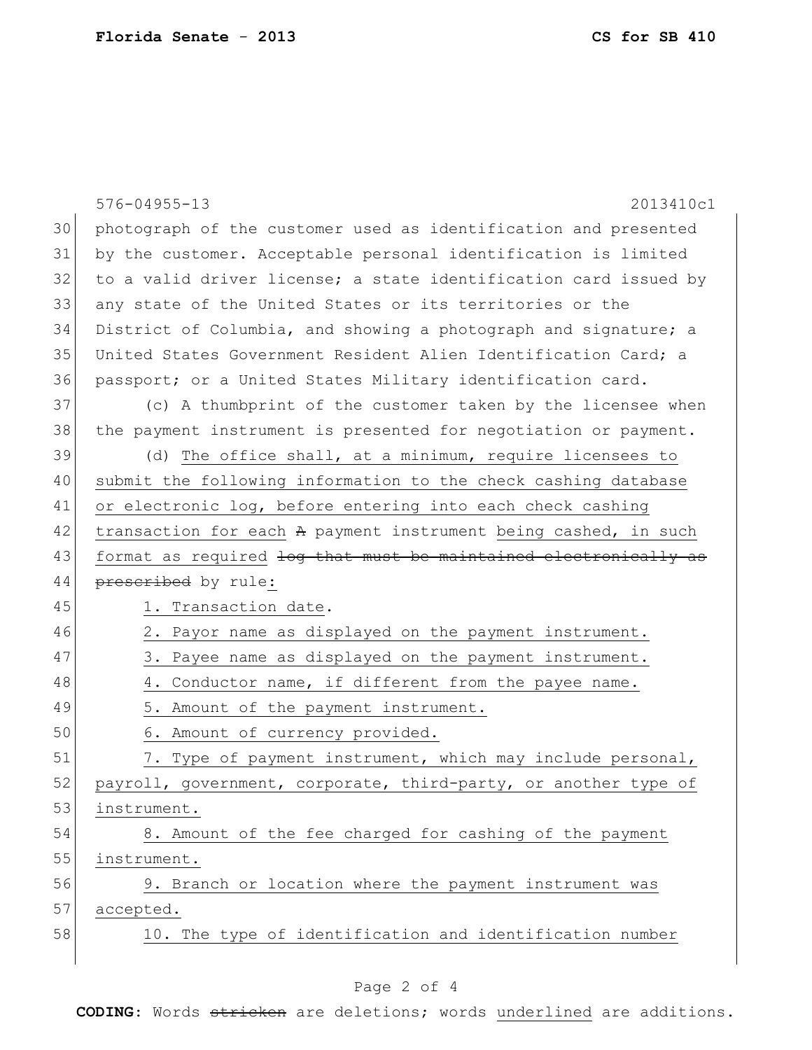576-04955-13 2013410c1

30 photograph of the customer used as identification and presented
31 by the customer. Acceptable personal identification is limited
32 to a valid driver license; a state identification card issued by
33 any state of the United States or its territories or the
34 District of Columbia, and showing a photograph and signature; a
35 United States Government Resident Alien Identification Card; a
36 passport; or a United States Military identification card.

37 (c) A thumbprint of the customer taken by the licensee when
38 the payment instrument is presented for negotiation or payment.

39 (d) <u>The office shall, at a minimum, require licensees to</u>
40 <u>submit the following information to the check cashing database</u>
41 <u>or electronic log, before entering into each check cashing</u>
42 <u>transaction for each</u> ~~A~~ payment instrument <u>being cashed, in such</u>
43 <u>format as required</u> ~~log that must be maintained electronically as~~
44 ~~prescribed~~ by rule<u>:</u>

45 <u>1. Transaction date.</u>

46 <u>2. Payor name as displayed on the payment instrument.</u>

47 <u>3. Payee name as displayed on the payment instrument.</u>

48 <u>4. Conductor name, if different from the payee name.</u>

49 <u>5. Amount of the payment instrument.</u>

50 <u>6. Amount of currency provided.</u>

51 <u>7. Type of payment instrument, which may include personal,</u>
52 <u>payroll, government, corporate, third-party, or another type of</u>
53 <u>instrument.</u>

54 <u>8. Amount of the fee charged for cashing of the payment</u>
55 <u>instrument.</u>

56 <u>9. Branch or location where the payment instrument was</u>
57 <u>accepted.</u>

58 <u>10. The type of identification and identification number</u>

**CODING:** Words ~~stricken~~ are deletions; words <u>underlined</u> are additions.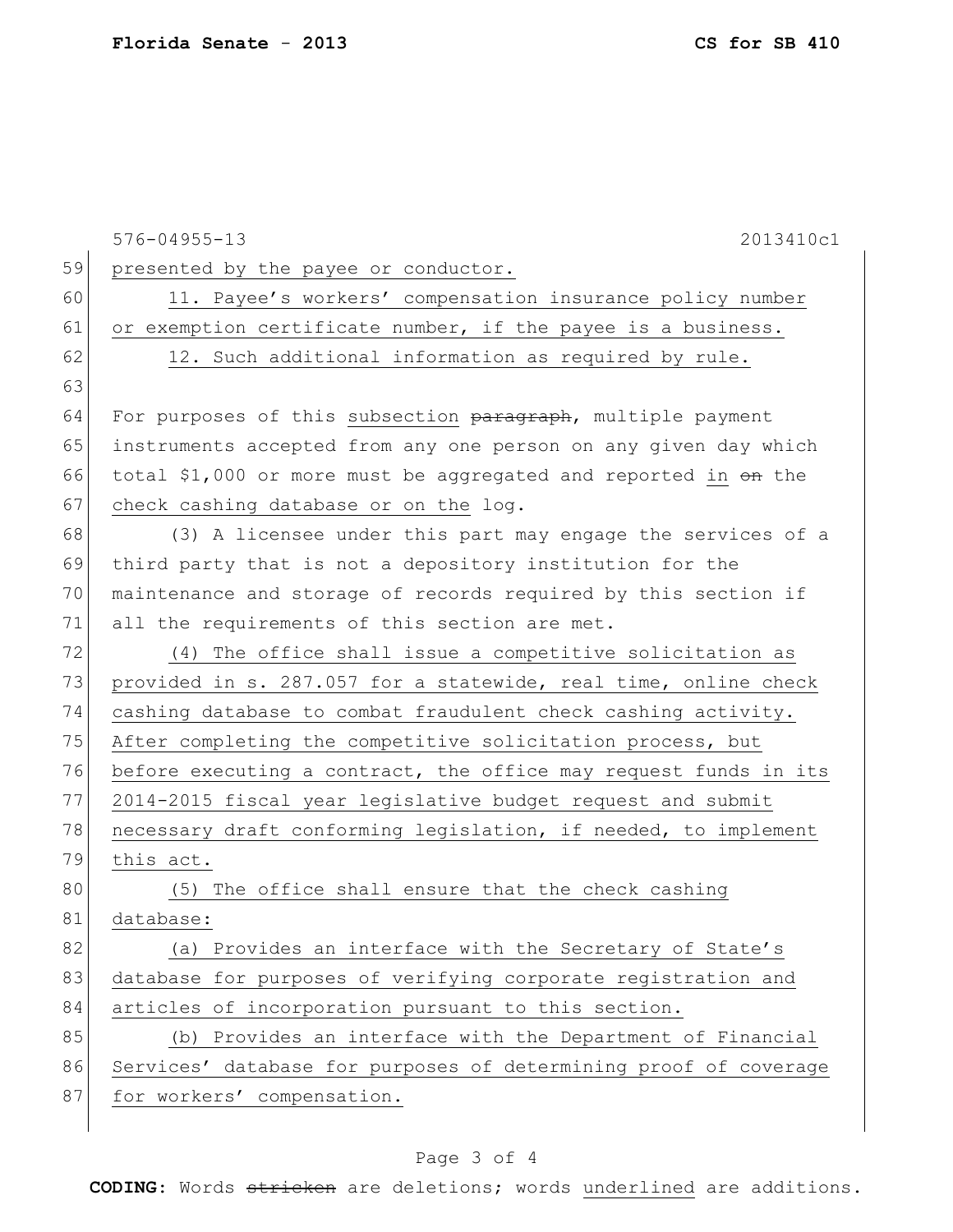presented by the payee or conductor.

11. Payee's workers' compensation insurance policy number or exemption certificate number, if the payee is a business.

12. Such additional information as required by rule.

For purposes of this subsection ~~paragraph~~, multiple payment instruments accepted from any one person on any given day which total $1,000 or more must be aggregated and reported in ~~on~~ the check cashing database or on the log.

(3) A licensee under this part may engage the services of a third party that is not a depository institution for the maintenance and storage of records required by this section if all the requirements of this section are met.

(4) The office shall issue a competitive solicitation as provided in s. 287.057 for a statewide, real time, online check cashing database to combat fraudulent check cashing activity. After completing the competitive solicitation process, but before executing a contract, the office may request funds in its 2014-2015 fiscal year legislative budget request and submit necessary draft conforming legislation, if needed, to implement this act.

(5) The office shall ensure that the check cashing database:

(a) Provides an interface with the Secretary of State's database for purposes of verifying corporate registration and articles of incorporation pursuant to this section.

(b) Provides an interface with the Department of Financial Services' database for purposes of determining proof of coverage for workers' compensation.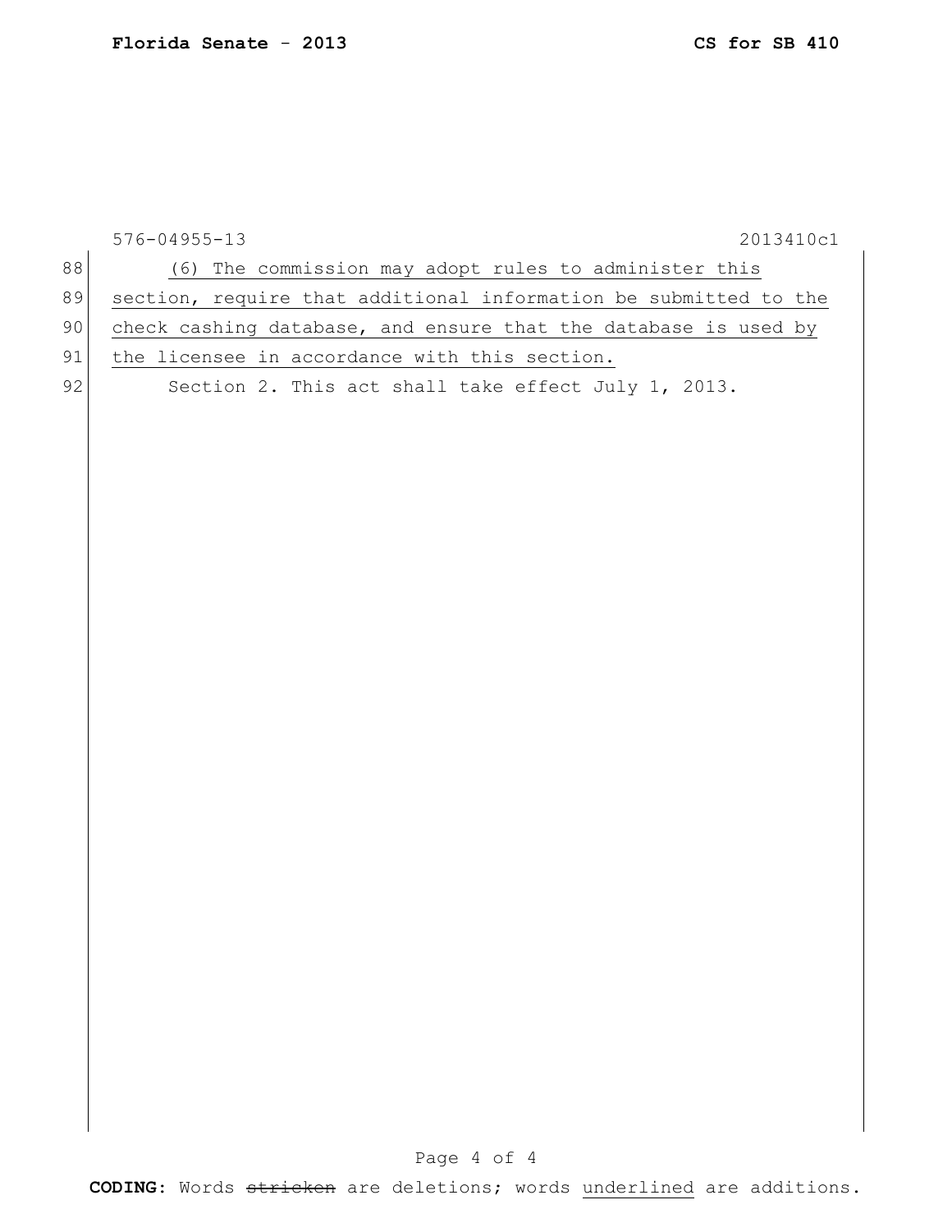576-04955-13 2013410c1

88 (6) The commission may adopt rules to administer this
89 section, require that additional information be submitted to the
90 check cashing database, and ensure that the database is used by
91 the licensee in accordance with this section.
92 Section 2. This act shall take effect July 1, 2013.

**CODING:** Words ~~stricken~~ are deletions; words <u>underlined</u> are additions.